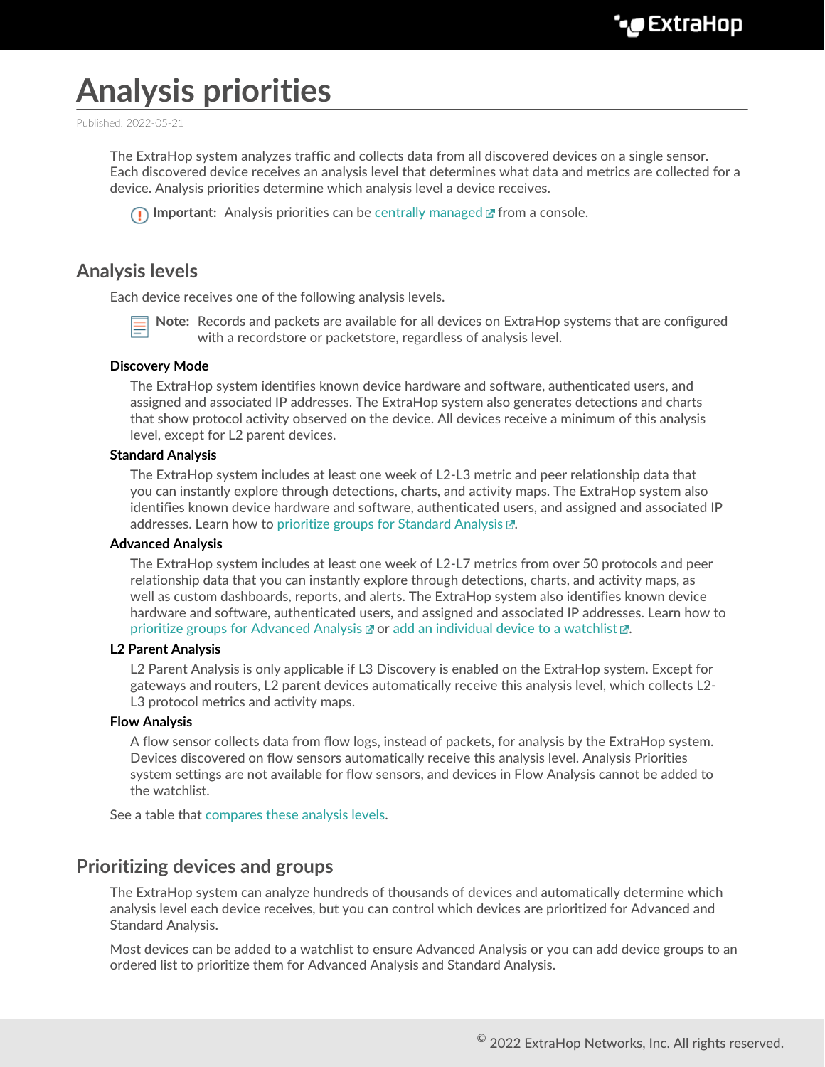# Analysis priorities

Published: 2022-05-21

The ExtraHop system analyzes traffic and collects data from all discovered devices on a single sensor. Each discovered device receives an analysis level that determines what data and metrics are collected for a device. Analysis priorities determine which analysis level a device receives.

**Important:** Analysis priorities can be centrally managed from a console.

## Analysis levels

Each device receives one of the following analysis levels.

**Note:** Records and packets are available for all devices on ExtraHop systems that are configured with a recordstore or packetstore, regardless of analysis level.

**Discovery Mode**

The ExtraHop system identifies known device hardware and software, authenticated users, and assigned and associated IP addresses. The ExtraHop system also generates detections and charts that show protocol activity observed on the device. All devices receive a minimum of this analysis level, except for L2 parent devices.

**Standard Analysis**

The ExtraHop system includes at least one week of L2-L3 metric and peer relationship data that you can instantly explore through detections, charts, and activity maps. The ExtraHop system also identifies known device hardware and software, authenticated users, and assigned and associated IP addresses. Learn how to prioritize groups for Standard Analysis.

**Advanced Analysis**

The ExtraHop system includes at least one week of L2-L7 metrics from over 50 protocols and peer relationship data that you can instantly explore through detections, charts, and activity maps, as well as custom dashboards, reports, and alerts. The ExtraHop system also identifies known device hardware and software, authenticated users, and assigned and associated IP addresses. Learn how to prioritize groups for Advanced Analysis or add an individual device to a watchlist.

**L2 Parent Analysis**

L2 Parent Analysis is only applicable if L3 Discovery is enabled on the ExtraHop system. Except for gateways and routers, L2 parent devices automatically receive this analysis level, which collects L2-L3 protocol metrics and activity maps.

**Flow Analysis**

A flow sensor collects data from flow logs, instead of packets, for analysis by the ExtraHop system. Devices discovered on flow sensors automatically receive this analysis level. Analysis Priorities system settings are not available for flow sensors, and devices in Flow Analysis cannot be added to the watchlist.

See a table that compares these analysis levels.

## Prioritizing devices and groups

The ExtraHop system can analyze hundreds of thousands of devices and automatically determine which analysis level each device receives, but you can control which devices are prioritized for Advanced and Standard Analysis.

Most devices can be added to a watchlist to ensure Advanced Analysis or you can add device groups to an ordered list to prioritize them for Advanced Analysis and Standard Analysis.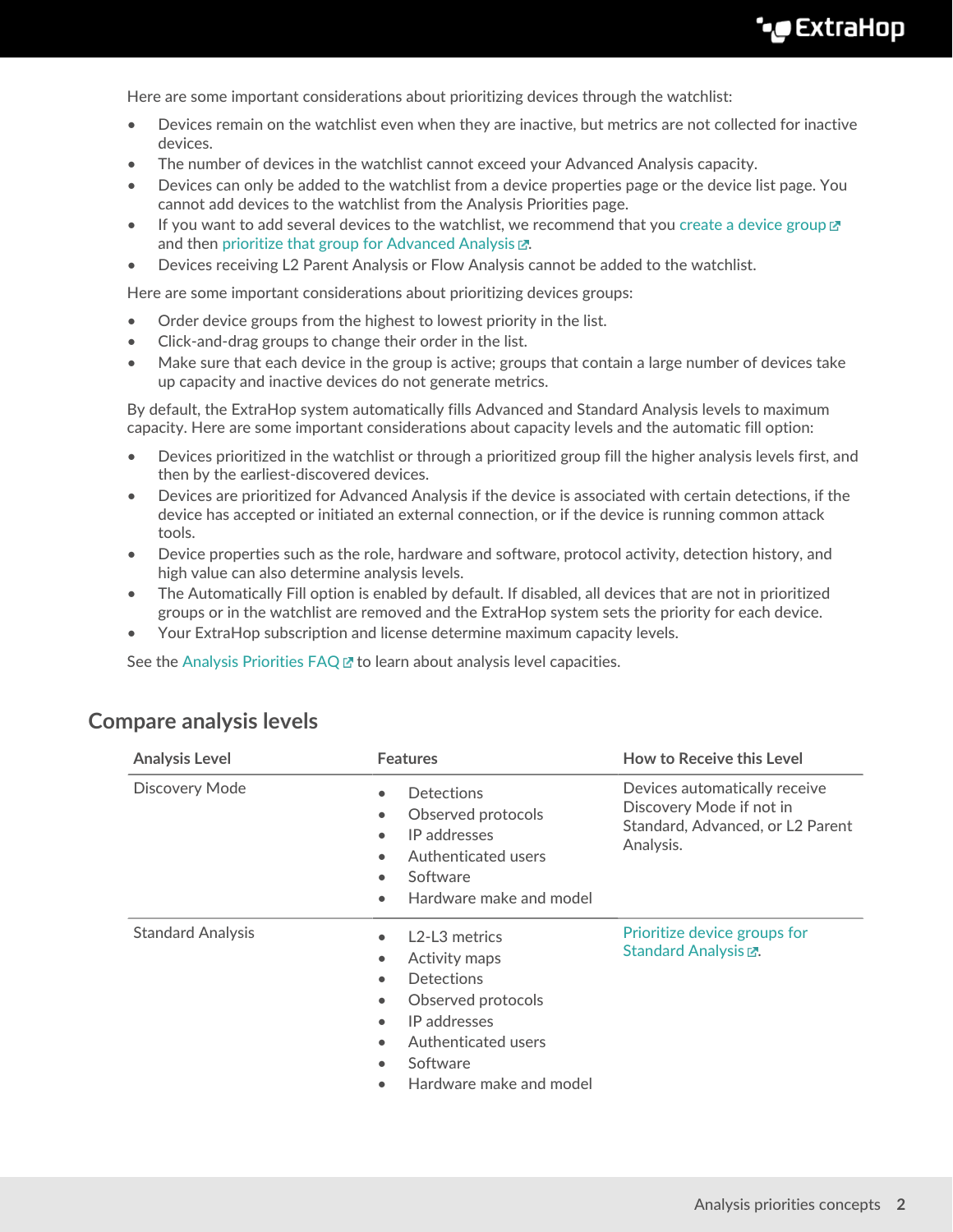Here are some important considerations about prioritizing devices through the watchlist:

- Devices remain on the watchlist even when they are inactive, but metrics are not collected for inactive devices.
- The number of devices in the watchlist cannot exceed your Advanced Analysis capacity.
- Devices can only be added to the watchlist from a device properties page or the device list page. You cannot add devices to the watchlist from the Analysis Priorities page.
- If you want to add several devices to the watchlist, we recommend that you create a device group and then prioritize that group for Advanced Analysis.
- Devices receiving L2 Parent Analysis or Flow Analysis cannot be added to the watchlist.

Here are some important considerations about prioritizing devices groups:

- Order device groups from the highest to lowest priority in the list.
- Click-and-drag groups to change their order in the list.
- Make sure that each device in the group is active; groups that contain a large number of devices take up capacity and inactive devices do not generate metrics.

By default, the ExtraHop system automatically fills Advanced and Standard Analysis levels to maximum capacity. Here are some important considerations about capacity levels and the automatic fill option:

- Devices prioritized in the watchlist or through a prioritized group fill the higher analysis levels first, and then by the earliest-discovered devices.
- Devices are prioritized for Advanced Analysis if the device is associated with certain detections, if the device has accepted or initiated an external connection, or if the device is running common attack tools.
- Device properties such as the role, hardware and software, protocol activity, detection history, and high value can also determine analysis levels.
- The Automatically Fill option is enabled by default. If disabled, all devices that are not in prioritized groups or in the watchlist are removed and the ExtraHop system sets the priority for each device.
- Your ExtraHop subscription and license determine maximum capacity levels.

See the Analysis Priorities FAQ to learn about analysis level capacities.

## Compare analysis levels

| Analysis Level | Features | How to Receive this Level |
|---|---|---|
| Discovery Mode | • Detections<br>• Observed protocols<br>• IP addresses<br>• Authenticated users<br>• Software<br>• Hardware make and model | Devices automatically receive Discovery Mode if not in Standard, Advanced, or L2 Parent Analysis. |
| Standard Analysis | • L2-L3 metrics<br>• Activity maps<br>• Detections<br>• Observed protocols<br>• IP addresses<br>• Authenticated users<br>• Software<br>• Hardware make and model | Prioritize device groups for Standard Analysis. |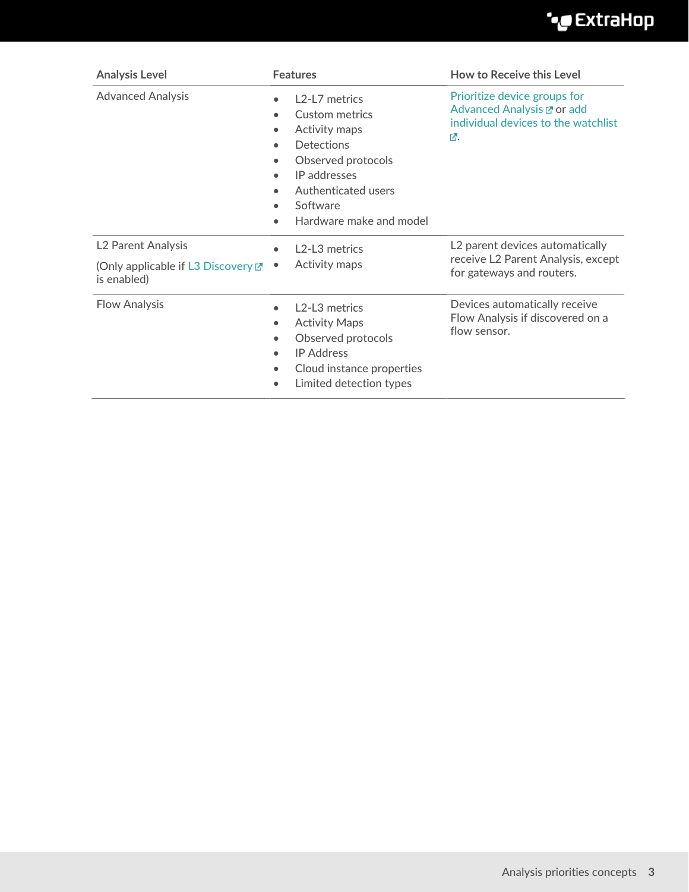| Analysis Level | Features | How to Receive this Level |
| --- | --- | --- |
| Advanced Analysis | • L2-L7 metrics<br>• Custom metrics<br>• Activity maps<br>• Detections<br>• Observed protocols<br>• IP addresses<br>• Authenticated users<br>• Software<br>• Hardware make and model | Prioritize device groups for Advanced Analysis or add individual devices to the watchlist. |
| L2 Parent Analysis<br><br>(Only applicable if L3 Discovery is enabled) | • L2-L3 metrics<br>• Activity maps | L2 parent devices automatically receive L2 Parent Analysis, except for gateways and routers. |
| Flow Analysis | • L2-L3 metrics<br>• Activity Maps<br>• Observed protocols<br>• IP Address<br>• Cloud instance properties<br>• Limited detection types | Devices automatically receive Flow Analysis if discovered on a flow sensor. |